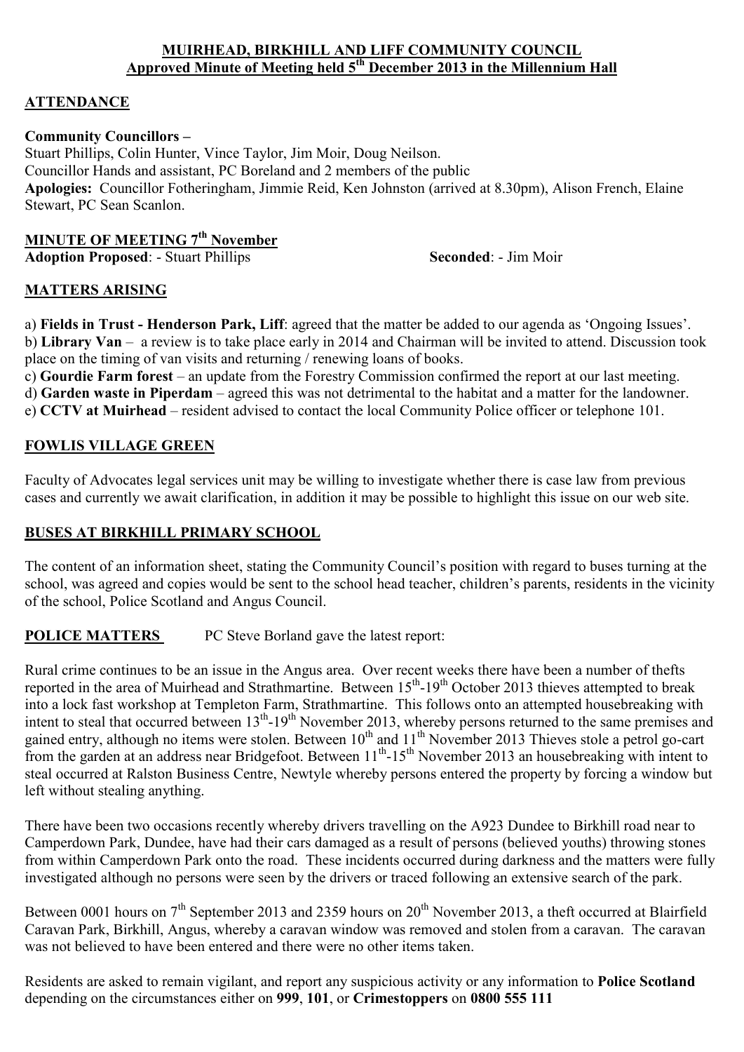# MUIRHEAD, BIRKHILL AND LIFF COMMUNITY COUNCIL

## Approved Minute of Meeting held 5th December 2013 in the Millennium Hall

## ATTENDANCE

**Community Councillors –**

Stuart Phillips, Colin Hunter, Vince Taylor, Jim Moir, Doug Neilson.

Councillor Hands and assistant, PC Boreland and 2 members of the public

**Apologies:** Councillor Fotheringham, Jimmie Reid, Ken Johnston (arrived at 8.30pm), Alison French, Elaine Stewart, PC Sean Scanlon.

## MINUTE OF MEETING 7th November

**Adoption Proposed**: - Stuart Phillips **Seconded**: - Jim Moir

## MATTERS ARISING

a) **Fields in Trust - Henderson Park, Liff**: agreed that the matter be added to our agenda as 'Ongoing Issues'.

b) **Library Van** – a review is to take place early in 2014 and Chairman will be invited to attend. Discussion took place on the timing of van visits and returning / renewing loans of books.

c) **Gourdie Farm forest** – an update from the Forestry Commission confirmed the report at our last meeting.

d) **Garden waste in Piperdam** – agreed this was not detrimental to the habitat and a matter for the landowner.

e) **CCTV at Muirhead** – resident advised to contact the local Community Police officer or telephone 101.

## FOWLIS VILLAGE GREEN

Faculty of Advocates legal services unit may be willing to investigate whether there is case law from previous cases and currently we await clarification, in addition it may be possible to highlight this issue on our web site.

## BUSES AT BIRKHILL PRIMARY SCHOOL

The content of an information sheet, stating the Community Council's position with regard to buses turning at the school, was agreed and copies would be sent to the school head teacher, children's parents, residents in the vicinity of the school, Police Scotland and Angus Council.

## POLICE MATTERS

PC Steve Borland gave the latest report:

Rural crime continues to be an issue in the Angus area. Over recent weeks there have been a number of thefts reported in the area of Muirhead and Strathmartine. Between 15th-19th October 2013 thieves attempted to break into a lock fast workshop at Templeton Farm, Strathmartine. This follows onto an attempted housebreaking with intent to steal that occurred between 13th-19th November 2013, whereby persons returned to the same premises and gained entry, although no items were stolen. Between 10th and 11th November 2013 Thieves stole a petrol go-cart from the garden at an address near Bridgefoot. Between 11th-15th November 2013 an housebreaking with intent to steal occurred at Ralston Business Centre, Newtyle whereby persons entered the property by forcing a window but left without stealing anything.

There have been two occasions recently whereby drivers travelling on the A923 Dundee to Birkhill road near to Camperdown Park, Dundee, have had their cars damaged as a result of persons (believed youths) throwing stones from within Camperdown Park onto the road. These incidents occurred during darkness and the matters were fully investigated although no persons were seen by the drivers or traced following an extensive search of the park.

Between 0001 hours on 7th September 2013 and 2359 hours on 20th November 2013, a theft occurred at Blairfield Caravan Park, Birkhill, Angus, whereby a caravan window was removed and stolen from a caravan. The caravan was not believed to have been entered and there were no other items taken.

Residents are asked to remain vigilant, and report any suspicious activity or any information to **Police Scotland** depending on the circumstances either on **999**, **101**, or **Crimestoppers** on **0800 555 111**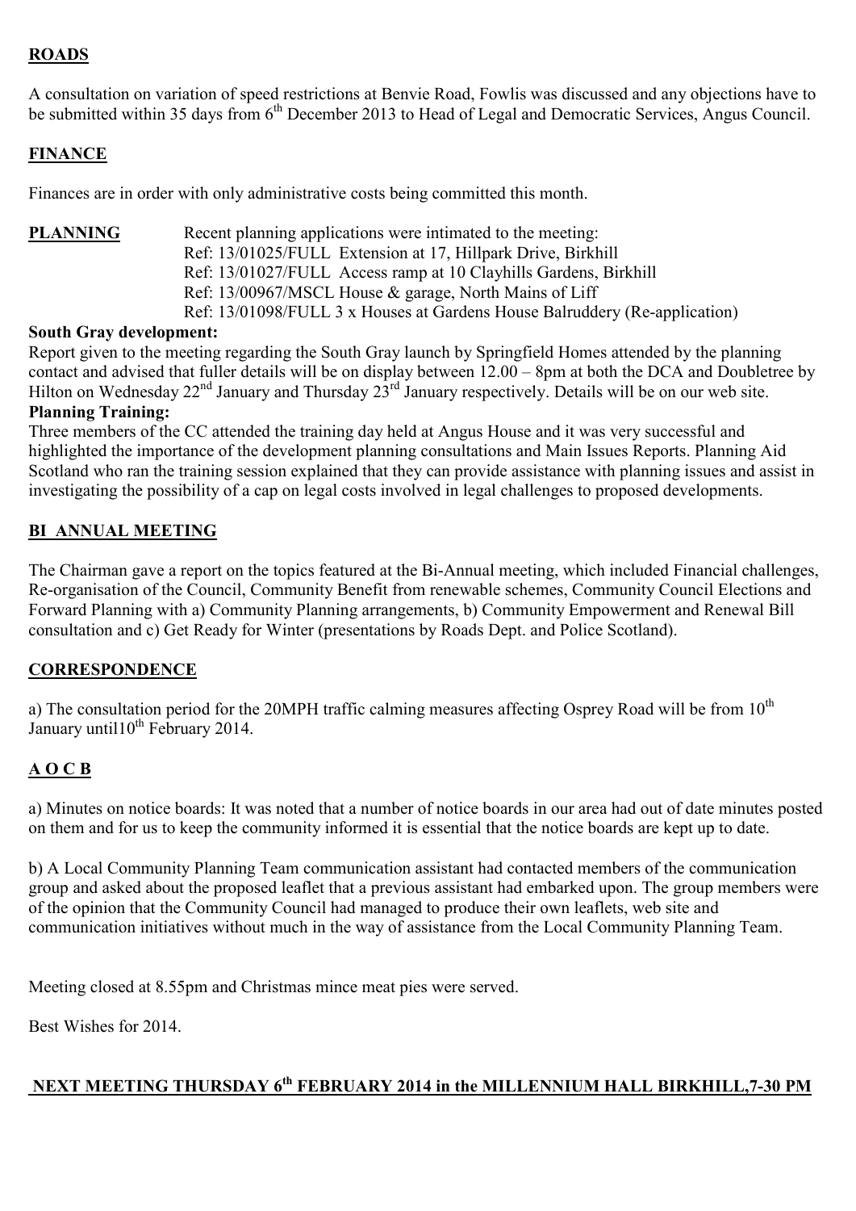## ROADS

A consultation on variation of speed restrictions at Benvie Road, Fowlis was discussed and any objections have to be submitted within 35 days from 6th December 2013 to Head of Legal and Democratic Services, Angus Council.

## FINANCE

Finances are in order with only administrative costs being committed this month.

**PLANNING** Recent planning applications were intimated to the meeting:

Ref: 13/01025/FULL Extension at 17, Hillpark Drive, Birkhill
Ref: 13/01027/FULL Access ramp at 10 Clayhills Gardens, Birkhill
Ref: 13/00967/MSCL House & garage, North Mains of Liff
Ref: 13/01098/FULL 3 x Houses at Gardens House Balruddery (Re-application)

**South Gray development:**
Report given to the meeting regarding the South Gray launch by Springfield Homes attended by the planning contact and advised that fuller details will be on display between 12.00 – 8pm at both the DCA and Doubletree by Hilton on Wednesday 22nd January and Thursday 23rd January respectively. Details will be on our web site.

**Planning Training:**
Three members of the CC attended the training day held at Angus House and it was very successful and highlighted the importance of the development planning consultations and Main Issues Reports. Planning Aid Scotland who ran the training session explained that they can provide assistance with planning issues and assist in investigating the possibility of a cap on legal costs involved in legal challenges to proposed developments.

## BI ANNUAL MEETING

The Chairman gave a report on the topics featured at the Bi-Annual meeting, which included Financial challenges, Re-organisation of the Council, Community Benefit from renewable schemes, Community Council Elections and Forward Planning with a) Community Planning arrangements, b) Community Empowerment and Renewal Bill consultation and c) Get Ready for Winter (presentations by Roads Dept. and Police Scotland).

## CORRESPONDENCE

a) The consultation period for the 20MPH traffic calming measures affecting Osprey Road will be from 10th January until10th February 2014.

## A O C B

a) Minutes on notice boards: It was noted that a number of notice boards in our area had out of date minutes posted on them and for us to keep the community informed it is essential that the notice boards are kept up to date.

b) A Local Community Planning Team communication assistant had contacted members of the communication group and asked about the proposed leaflet that a previous assistant had embarked upon. The group members were of the opinion that the Community Council had managed to produce their own leaflets, web site and communication initiatives without much in the way of assistance from the Local Community Planning Team.

Meeting closed at 8.55pm and Christmas mince meat pies were served.

Best Wishes for 2014.

## NEXT MEETING THURSDAY 6th FEBRUARY 2014 in the MILLENNIUM HALL BIRKHILL,7-30 PM